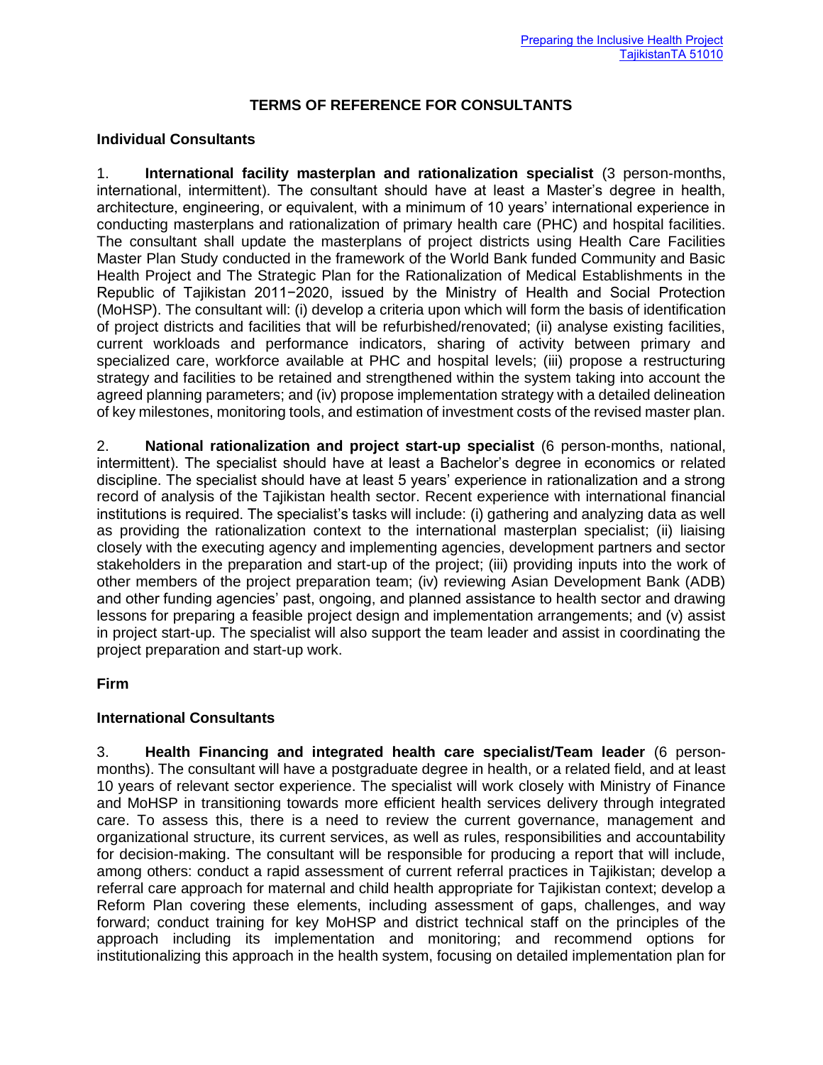Preparing the Inclusive Health Project
TajikistanTA 51010

## TERMS OF REFERENCE FOR CONSULTANTS

### Individual Consultants

1. **International facility masterplan and rationalization specialist** (3 person-months, international, intermittent). The consultant should have at least a Master's degree in health, architecture, engineering, or equivalent, with a minimum of 10 years' international experience in conducting masterplans and rationalization of primary health care (PHC) and hospital facilities. The consultant shall update the masterplans of project districts using Health Care Facilities Master Plan Study conducted in the framework of the World Bank funded Community and Basic Health Project and The Strategic Plan for the Rationalization of Medical Establishments in the Republic of Tajikistan 2011−2020, issued by the Ministry of Health and Social Protection (MoHSP). The consultant will: (i) develop a criteria upon which will form the basis of identification of project districts and facilities that will be refurbished/renovated; (ii) analyse existing facilities, current workloads and performance indicators, sharing of activity between primary and specialized care, workforce available at PHC and hospital levels; (iii) propose a restructuring strategy and facilities to be retained and strengthened within the system taking into account the agreed planning parameters; and (iv) propose implementation strategy with a detailed delineation of key milestones, monitoring tools, and estimation of investment costs of the revised master plan.

2. **National rationalization and project start-up specialist** (6 person-months, national, intermittent). The specialist should have at least a Bachelor's degree in economics or related discipline. The specialist should have at least 5 years' experience in rationalization and a strong record of analysis of the Tajikistan health sector. Recent experience with international financial institutions is required. The specialist's tasks will include: (i) gathering and analyzing data as well as providing the rationalization context to the international masterplan specialist; (ii) liaising closely with the executing agency and implementing agencies, development partners and sector stakeholders in the preparation and start-up of the project; (iii) providing inputs into the work of other members of the project preparation team; (iv) reviewing Asian Development Bank (ADB) and other funding agencies' past, ongoing, and planned assistance to health sector and drawing lessons for preparing a feasible project design and implementation arrangements; and (v) assist in project start-up. The specialist will also support the team leader and assist in coordinating the project preparation and start-up work.

### Firm

### International Consultants

3. **Health Financing and integrated health care specialist/Team leader** (6 person-months). The consultant will have a postgraduate degree in health, or a related field, and at least 10 years of relevant sector experience. The specialist will work closely with Ministry of Finance and MoHSP in transitioning towards more efficient health services delivery through integrated care. To assess this, there is a need to review the current governance, management and organizational structure, its current services, as well as rules, responsibilities and accountability for decision-making. The consultant will be responsible for producing a report that will include, among others: conduct a rapid assessment of current referral practices in Tajikistan; develop a referral care approach for maternal and child health appropriate for Tajikistan context; develop a Reform Plan covering these elements, including assessment of gaps, challenges, and way forward; conduct training for key MoHSP and district technical staff on the principles of the approach including its implementation and monitoring; and recommend options for institutionalizing this approach in the health system, focusing on detailed implementation plan for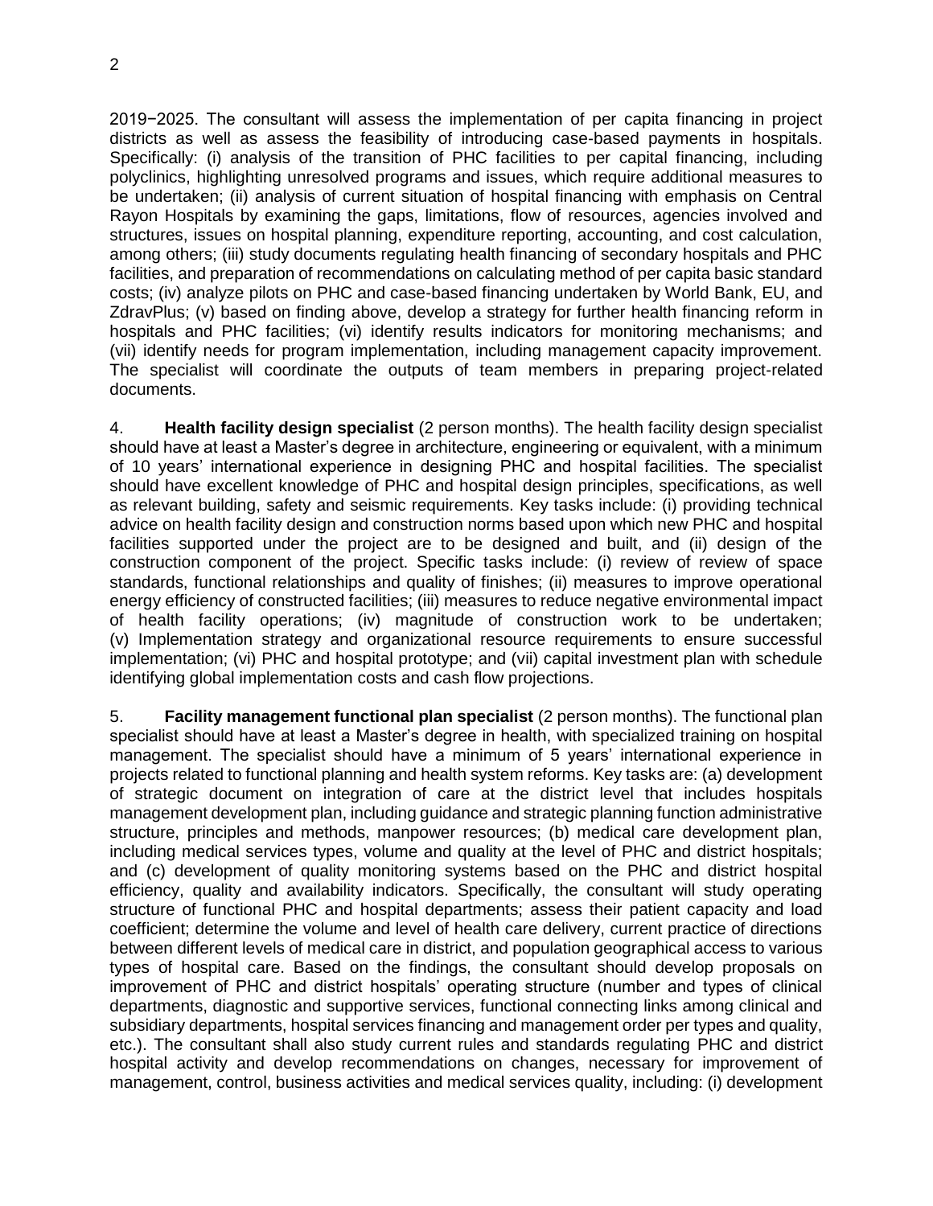2019−2025. The consultant will assess the implementation of per capita financing in project districts as well as assess the feasibility of introducing case-based payments in hospitals. Specifically: (i) analysis of the transition of PHC facilities to per capital financing, including polyclinics, highlighting unresolved programs and issues, which require additional measures to be undertaken; (ii) analysis of current situation of hospital financing with emphasis on Central Rayon Hospitals by examining the gaps, limitations, flow of resources, agencies involved and structures, issues on hospital planning, expenditure reporting, accounting, and cost calculation, among others; (iii) study documents regulating health financing of secondary hospitals and PHC facilities, and preparation of recommendations on calculating method of per capita basic standard costs; (iv) analyze pilots on PHC and case-based financing undertaken by World Bank, EU, and ZdravPlus; (v) based on finding above, develop a strategy for further health financing reform in hospitals and PHC facilities; (vi) identify results indicators for monitoring mechanisms; and (vii) identify needs for program implementation, including management capacity improvement. The specialist will coordinate the outputs of team members in preparing project-related documents.

4. **Health facility design specialist** (2 person months). The health facility design specialist should have at least a Master's degree in architecture, engineering or equivalent, with a minimum of 10 years' international experience in designing PHC and hospital facilities. The specialist should have excellent knowledge of PHC and hospital design principles, specifications, as well as relevant building, safety and seismic requirements. Key tasks include: (i) providing technical advice on health facility design and construction norms based upon which new PHC and hospital facilities supported under the project are to be designed and built, and (ii) design of the construction component of the project. Specific tasks include: (i) review of review of space standards, functional relationships and quality of finishes; (ii) measures to improve operational energy efficiency of constructed facilities; (iii) measures to reduce negative environmental impact of health facility operations; (iv) magnitude of construction work to be undertaken; (v) Implementation strategy and organizational resource requirements to ensure successful implementation; (vi) PHC and hospital prototype; and (vii) capital investment plan with schedule identifying global implementation costs and cash flow projections.

5. **Facility management functional plan specialist** (2 person months). The functional plan specialist should have at least a Master's degree in health, with specialized training on hospital management. The specialist should have a minimum of 5 years' international experience in projects related to functional planning and health system reforms. Key tasks are: (a) development of strategic document on integration of care at the district level that includes hospitals management development plan, including guidance and strategic planning function administrative structure, principles and methods, manpower resources; (b) medical care development plan, including medical services types, volume and quality at the level of PHC and district hospitals; and (c) development of quality monitoring systems based on the PHC and district hospital efficiency, quality and availability indicators. Specifically, the consultant will study operating structure of functional PHC and hospital departments; assess their patient capacity and load coefficient; determine the volume and level of health care delivery, current practice of directions between different levels of medical care in district, and population geographical access to various types of hospital care. Based on the findings, the consultant should develop proposals on improvement of PHC and district hospitals' operating structure (number and types of clinical departments, diagnostic and supportive services, functional connecting links among clinical and subsidiary departments, hospital services financing and management order per types and quality, etc.). The consultant shall also study current rules and standards regulating PHC and district hospital activity and develop recommendations on changes, necessary for improvement of management, control, business activities and medical services quality, including: (i) development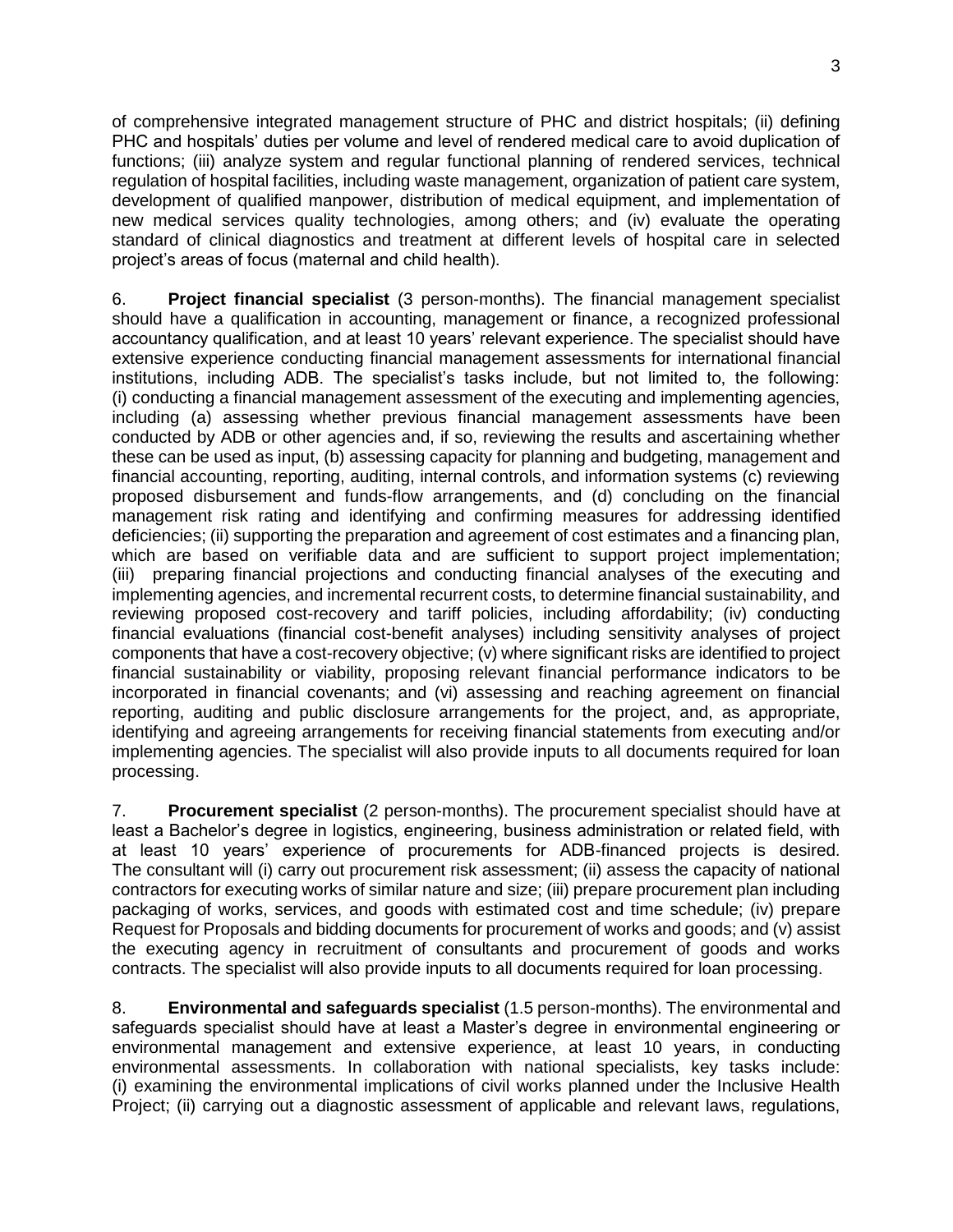of comprehensive integrated management structure of PHC and district hospitals; (ii) defining PHC and hospitals' duties per volume and level of rendered medical care to avoid duplication of functions; (iii) analyze system and regular functional planning of rendered services, technical regulation of hospital facilities, including waste management, organization of patient care system, development of qualified manpower, distribution of medical equipment, and implementation of new medical services quality technologies, among others; and (iv) evaluate the operating standard of clinical diagnostics and treatment at different levels of hospital care in selected project's areas of focus (maternal and child health).

6. **Project financial specialist** (3 person-months). The financial management specialist should have a qualification in accounting, management or finance, a recognized professional accountancy qualification, and at least 10 years' relevant experience. The specialist should have extensive experience conducting financial management assessments for international financial institutions, including ADB. The specialist's tasks include, but not limited to, the following: (i) conducting a financial management assessment of the executing and implementing agencies, including (a) assessing whether previous financial management assessments have been conducted by ADB or other agencies and, if so, reviewing the results and ascertaining whether these can be used as input, (b) assessing capacity for planning and budgeting, management and financial accounting, reporting, auditing, internal controls, and information systems (c) reviewing proposed disbursement and funds-flow arrangements, and (d) concluding on the financial management risk rating and identifying and confirming measures for addressing identified deficiencies; (ii) supporting the preparation and agreement of cost estimates and a financing plan, which are based on verifiable data and are sufficient to support project implementation; (iii) preparing financial projections and conducting financial analyses of the executing and implementing agencies, and incremental recurrent costs, to determine financial sustainability, and reviewing proposed cost-recovery and tariff policies, including affordability; (iv) conducting financial evaluations (financial cost-benefit analyses) including sensitivity analyses of project components that have a cost-recovery objective; (v) where significant risks are identified to project financial sustainability or viability, proposing relevant financial performance indicators to be incorporated in financial covenants; and (vi) assessing and reaching agreement on financial reporting, auditing and public disclosure arrangements for the project, and, as appropriate, identifying and agreeing arrangements for receiving financial statements from executing and/or implementing agencies. The specialist will also provide inputs to all documents required for loan processing.

7. **Procurement specialist** (2 person-months). The procurement specialist should have at least a Bachelor's degree in logistics, engineering, business administration or related field, with at least 10 years' experience of procurements for ADB-financed projects is desired. The consultant will (i) carry out procurement risk assessment; (ii) assess the capacity of national contractors for executing works of similar nature and size; (iii) prepare procurement plan including packaging of works, services, and goods with estimated cost and time schedule; (iv) prepare Request for Proposals and bidding documents for procurement of works and goods; and (v) assist the executing agency in recruitment of consultants and procurement of goods and works contracts. The specialist will also provide inputs to all documents required for loan processing.

8. **Environmental and safeguards specialist** (1.5 person-months). The environmental and safeguards specialist should have at least a Master's degree in environmental engineering or environmental management and extensive experience, at least 10 years, in conducting environmental assessments. In collaboration with national specialists, key tasks include: (i) examining the environmental implications of civil works planned under the Inclusive Health Project; (ii) carrying out a diagnostic assessment of applicable and relevant laws, regulations,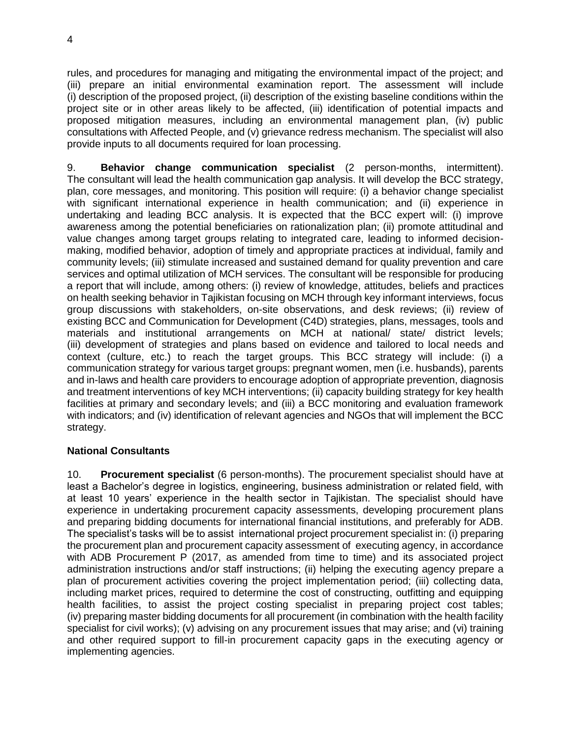rules, and procedures for managing and mitigating the environmental impact of the project; and (iii) prepare an initial environmental examination report. The assessment will include (i) description of the proposed project, (ii) description of the existing baseline conditions within the project site or in other areas likely to be affected, (iii) identification of potential impacts and proposed mitigation measures, including an environmental management plan, (iv) public consultations with Affected People, and (v) grievance redress mechanism. The specialist will also provide inputs to all documents required for loan processing.

9. **Behavior change communication specialist** (2 person-months, intermittent). The consultant will lead the health communication gap analysis. It will develop the BCC strategy, plan, core messages, and monitoring. This position will require: (i) a behavior change specialist with significant international experience in health communication; and (ii) experience in undertaking and leading BCC analysis. It is expected that the BCC expert will: (i) improve awareness among the potential beneficiaries on rationalization plan; (ii) promote attitudinal and value changes among target groups relating to integrated care, leading to informed decision-making, modified behavior, adoption of timely and appropriate practices at individual, family and community levels; (iii) stimulate increased and sustained demand for quality prevention and care services and optimal utilization of MCH services. The consultant will be responsible for producing a report that will include, among others: (i) review of knowledge, attitudes, beliefs and practices on health seeking behavior in Tajikistan focusing on MCH through key informant interviews, focus group discussions with stakeholders, on-site observations, and desk reviews; (ii) review of existing BCC and Communication for Development (C4D) strategies, plans, messages, tools and materials and institutional arrangements on MCH at national/ state/ district levels; (iii) development of strategies and plans based on evidence and tailored to local needs and context (culture, etc.) to reach the target groups. This BCC strategy will include: (i) a communication strategy for various target groups: pregnant women, men (i.e. husbands), parents and in-laws and health care providers to encourage adoption of appropriate prevention, diagnosis and treatment interventions of key MCH interventions; (ii) capacity building strategy for key health facilities at primary and secondary levels; and (iii) a BCC monitoring and evaluation framework with indicators; and (iv) identification of relevant agencies and NGOs that will implement the BCC strategy.

### National Consultants

10. **Procurement specialist** (6 person-months). The procurement specialist should have at least a Bachelor's degree in logistics, engineering, business administration or related field, with at least 10 years' experience in the health sector in Tajikistan. The specialist should have experience in undertaking procurement capacity assessments, developing procurement plans and preparing bidding documents for international financial institutions, and preferably for ADB. The specialist's tasks will be to assist international project procurement specialist in: (i) preparing the procurement plan and procurement capacity assessment of executing agency, in accordance with ADB Procurement P (2017, as amended from time to time) and its associated project administration instructions and/or staff instructions; (ii) helping the executing agency prepare a plan of procurement activities covering the project implementation period; (iii) collecting data, including market prices, required to determine the cost of constructing, outfitting and equipping health facilities, to assist the project costing specialist in preparing project cost tables; (iv) preparing master bidding documents for all procurement (in combination with the health facility specialist for civil works); (v) advising on any procurement issues that may arise; and (vi) training and other required support to fill-in procurement capacity gaps in the executing agency or implementing agencies.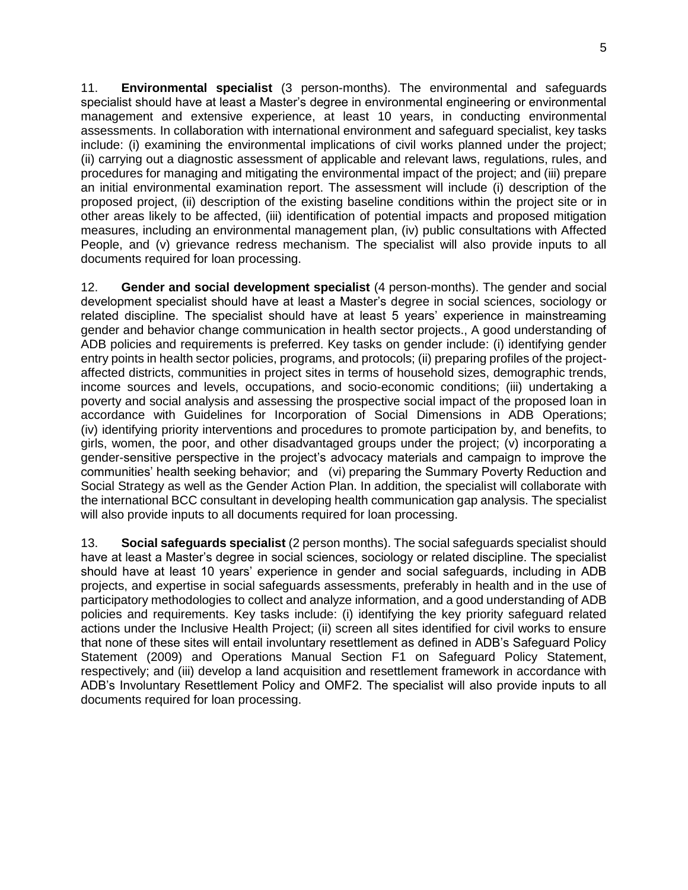11. **Environmental specialist** (3 person-months). The environmental and safeguards specialist should have at least a Master's degree in environmental engineering or environmental management and extensive experience, at least 10 years, in conducting environmental assessments. In collaboration with international environment and safeguard specialist, key tasks include: (i) examining the environmental implications of civil works planned under the project; (ii) carrying out a diagnostic assessment of applicable and relevant laws, regulations, rules, and procedures for managing and mitigating the environmental impact of the project; and (iii) prepare an initial environmental examination report. The assessment will include (i) description of the proposed project, (ii) description of the existing baseline conditions within the project site or in other areas likely to be affected, (iii) identification of potential impacts and proposed mitigation measures, including an environmental management plan, (iv) public consultations with Affected People, and (v) grievance redress mechanism. The specialist will also provide inputs to all documents required for loan processing.

12. **Gender and social development specialist** (4 person-months). The gender and social development specialist should have at least a Master's degree in social sciences, sociology or related discipline. The specialist should have at least 5 years' experience in mainstreaming gender and behavior change communication in health sector projects., A good understanding of ADB policies and requirements is preferred. Key tasks on gender include: (i) identifying gender entry points in health sector policies, programs, and protocols; (ii) preparing profiles of the project-affected districts, communities in project sites in terms of household sizes, demographic trends, income sources and levels, occupations, and socio-economic conditions; (iii) undertaking a poverty and social analysis and assessing the prospective social impact of the proposed loan in accordance with Guidelines for Incorporation of Social Dimensions in ADB Operations; (iv) identifying priority interventions and procedures to promote participation by, and benefits, to girls, women, the poor, and other disadvantaged groups under the project; (v) incorporating a gender-sensitive perspective in the project's advocacy materials and campaign to improve the communities' health seeking behavior; and (vi) preparing the Summary Poverty Reduction and Social Strategy as well as the Gender Action Plan. In addition, the specialist will collaborate with the international BCC consultant in developing health communication gap analysis. The specialist will also provide inputs to all documents required for loan processing.

13. **Social safeguards specialist** (2 person months). The social safeguards specialist should have at least a Master's degree in social sciences, sociology or related discipline. The specialist should have at least 10 years' experience in gender and social safeguards, including in ADB projects, and expertise in social safeguards assessments, preferably in health and in the use of participatory methodologies to collect and analyze information, and a good understanding of ADB policies and requirements. Key tasks include: (i) identifying the key priority safeguard related actions under the Inclusive Health Project; (ii) screen all sites identified for civil works to ensure that none of these sites will entail involuntary resettlement as defined in ADB's Safeguard Policy Statement (2009) and Operations Manual Section F1 on Safeguard Policy Statement, respectively; and (iii) develop a land acquisition and resettlement framework in accordance with ADB's Involuntary Resettlement Policy and OMF2. The specialist will also provide inputs to all documents required for loan processing.